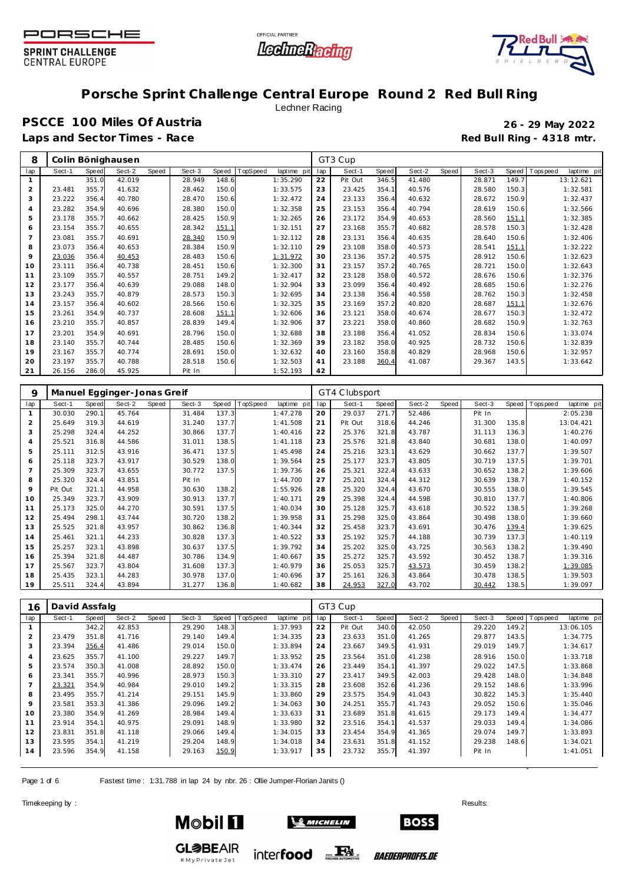# Porsche Sprint Challenge Central Europe Round 2 Red Bull Ring

Lechner Racing

## PSCCE 100 Miles Of Austria

**26 - 29 May 2022**

**Laps and Sector Times - Race**

**Red Bull Ring - 4318 mtr.**

| 8 | Colin Bönighausen | | | | | | | | GT3 Cup | | | | | | | | |
|---|---|---|---|---|---|---|---|---|---|---|---|---|---|---|---|---|---|
| lap | Sect-1 | Speed | Sect-2 | Speed | Sect-3 | Speed | TopSpeed | laptime pit | lap | Sect-1 | Speed | Sect-2 | Speed | Sect-3 | Speed | Topspeed | laptime pit |
| 1 | | 351.0 | 42.019 | | 28.949 | 148.6 | | 1:35.290 | 22 | Pit Out | 346.5 | 41.480 | | 28.871 | 149.7 | | 13:12.621 |
| 2 | 23.481 | 355.7 | 41.632 | | 28.462 | 150.0 | | 1:33.575 | 23 | 23.425 | 354.1 | 40.576 | | 28.580 | 150.3 | | 1:32.581 |
| 3 | 23.222 | 356.4 | 40.780 | | 28.470 | 150.6 | | 1:32.472 | 24 | 23.133 | 356.4 | 40.632 | | 28.672 | 150.9 | | 1:32.437 |
| 4 | 23.282 | 354.9 | 40.696 | | 28.380 | 150.0 | | 1:32.358 | 25 | 23.153 | 356.4 | 40.794 | | 28.619 | 150.6 | | 1:32.566 |
| 5 | 23.178 | 355.7 | 40.662 | | 28.425 | 150.9 | | 1:32.265 | 26 | 23.172 | 354.9 | 40.653 | | 28.560 | 151.1 | | 1:32.385 |
| 6 | 23.154 | 355.7 | 40.655 | | 28.342 | 151.1 | | 1:32.151 | 27 | 23.168 | 355.7 | 40.682 | | 28.578 | 150.3 | | 1:32.428 |
| 7 | 23.081 | 355.7 | 40.691 | | 28.340 | 150.9 | | 1:32.112 | 28 | 23.131 | 356.4 | 40.635 | | 28.640 | 150.6 | | 1:32.406 |
| 8 | 23.073 | 356.4 | 40.653 | | 28.384 | 150.9 | | 1:32.110 | 29 | 23.108 | 358.0 | 40.573 | | 28.541 | 151.1 | | 1:32.222 |
| 9 | 23.036 | 356.4 | 40.453 | | 28.483 | 150.6 | | 1:31.972 | 30 | 23.136 | 357.2 | 40.575 | | 28.912 | 150.6 | | 1:32.623 |
| 10 | 23.111 | 356.4 | 40.738 | | 28.451 | 150.6 | | 1:32.300 | 31 | 23.157 | 357.2 | 40.765 | | 28.721 | 150.0 | | 1:32.643 |
| 11 | 23.109 | 355.7 | 40.557 | | 28.751 | 149.2 | | 1:32.417 | 32 | 23.128 | 358.0 | 40.572 | | 28.676 | 150.6 | | 1:32.376 |
| 12 | 23.177 | 356.4 | 40.639 | | 29.088 | 148.0 | | 1:32.904 | 33 | 23.099 | 356.4 | 40.492 | | 28.685 | 150.6 | | 1:32.276 |
| 13 | 23.243 | 355.7 | 40.879 | | 28.573 | 150.3 | | 1:32.695 | 34 | 23.138 | 356.4 | 40.558 | | 28.762 | 150.3 | | 1:32.458 |
| 14 | 23.157 | 356.4 | 40.602 | | 28.566 | 150.6 | | 1:32.325 | 35 | 23.169 | 357.2 | 40.820 | | 28.687 | 151.1 | | 1:32.676 |
| 15 | 23.261 | 354.9 | 40.737 | | 28.608 | 151.1 | | 1:32.606 | 36 | 23.121 | 358.0 | 40.674 | | 28.677 | 150.3 | | 1:32.472 |
| 16 | 23.210 | 355.7 | 40.857 | | 28.839 | 149.4 | | 1:32.906 | 37 | 23.221 | 358.0 | 40.860 | | 28.682 | 150.9 | | 1:32.763 |
| 17 | 23.201 | 354.9 | 40.691 | | 28.796 | 150.0 | | 1:32.688 | 38 | 23.188 | 356.4 | 41.052 | | 28.834 | 150.6 | | 1:33.074 |
| 18 | 23.140 | 355.7 | 40.744 | | 28.485 | 150.6 | | 1:32.369 | 39 | 23.182 | 358.0 | 40.925 | | 28.732 | 150.6 | | 1:32.839 |
| 19 | 23.167 | 355.7 | 40.774 | | 28.691 | 150.0 | | 1:32.632 | 40 | 23.160 | 358.8 | 40.829 | | 28.968 | 150.6 | | 1:32.957 |
| 20 | 23.197 | 355.7 | 40.788 | | 28.518 | 150.6 | | 1:32.503 | 41 | 23.188 | 360.4 | 41.087 | | 29.367 | 143.5 | | 1:33.642 |
| 21 | 26.156 | 286.0 | 45.925 | | Pit In | | | 1:52.193 | 42 | | | | | | | | |

| 9 | Manuel Egginger-Jonas Greif | | | | | | | | GT4 Clubsport | | | | | | | | |
|---|---|---|---|---|---|---|---|---|---|---|---|---|---|---|---|---|---|
| lap | Sect-1 | Speed | Sect-2 | Speed | Sect-3 | Speed | TopSpeed | laptime pit | lap | Sect-1 | Speed | Sect-2 | Speed | Sect-3 | Speed | Topspeed | laptime pit |
| 1 | 30.030 | 290.1 | 45.764 | | 31.484 | 137.3 | | 1:47.278 | 20 | 29.037 | 271.7 | 52.486 | | Pit In | | | 2:05.238 |
| 2 | 25.649 | 319.3 | 44.619 | | 31.240 | 137.7 | | 1:41.508 | 21 | Pit Out | 318.6 | 44.246 | | 31.300 | 135.8 | | 13:04.421 |
| 3 | 25.298 | 324.4 | 44.252 | | 30.866 | 137.7 | | 1:40.416 | 22 | 25.376 | 321.8 | 43.787 | | 31.113 | 136.3 | | 1:40.276 |
| 4 | 25.521 | 316.8 | 44.586 | | 31.011 | 138.5 | | 1:41.118 | 23 | 25.576 | 321.8 | 43.840 | | 30.681 | 138.0 | | 1:40.097 |
| 5 | 25.111 | 312.5 | 43.916 | | 36.471 | 137.5 | | 1:45.498 | 24 | 25.216 | 323.1 | 43.629 | | 30.662 | 137.7 | | 1:39.507 |
| 6 | 25.118 | 323.7 | 43.917 | | 30.529 | 138.0 | | 1:39.564 | 25 | 25.177 | 323.7 | 43.805 | | 30.719 | 137.5 | | 1:39.701 |
| 7 | 25.309 | 323.7 | 43.655 | | 30.772 | 137.5 | | 1:39.736 | 26 | 25.321 | 322.4 | 43.633 | | 30.652 | 138.2 | | 1:39.606 |
| 8 | 25.320 | 324.4 | 43.851 | | Pit In | | | 1:44.700 | 27 | 25.201 | 324.4 | 44.312 | | 30.639 | 138.7 | | 1:40.152 |
| 9 | Pit Out | 321.1 | 44.958 | | 30.630 | 138.2 | | 1:55.926 | 28 | 25.320 | 324.4 | 43.670 | | 30.555 | 138.0 | | 1:39.545 |
| 10 | 25.349 | 323.7 | 43.909 | | 30.913 | 137.7 | | 1:40.171 | 29 | 25.398 | 324.4 | 44.598 | | 30.810 | 137.7 | | 1:40.806 |
| 11 | 25.173 | 325.0 | 44.270 | | 30.591 | 137.5 | | 1:40.034 | 30 | 25.128 | 325.7 | 43.618 | | 30.522 | 138.5 | | 1:39.268 |
| 12 | 25.494 | 298.1 | 43.744 | | 30.720 | 138.2 | | 1:39.958 | 31 | 25.298 | 325.0 | 43.864 | | 30.498 | 138.0 | | 1:39.660 |
| 13 | 25.525 | 321.8 | 43.957 | | 30.862 | 136.8 | | 1:40.344 | 32 | 25.458 | 323.7 | 43.691 | | 30.476 | 139.4 | | 1:39.625 |
| 14 | 25.461 | 321.1 | 44.233 | | 30.828 | 137.3 | | 1:40.522 | 33 | 25.192 | 325.7 | 44.188 | | 30.739 | 137.3 | | 1:40.119 |
| 15 | 25.257 | 323.1 | 43.898 | | 30.637 | 137.5 | | 1:39.792 | 34 | 25.202 | 325.0 | 43.725 | | 30.563 | 138.2 | | 1:39.490 |
| 16 | 25.394 | 321.8 | 44.487 | | 30.786 | 134.9 | | 1:40.667 | 35 | 25.272 | 325.7 | 43.592 | | 30.452 | 138.7 | | 1:39.316 |
| 17 | 25.567 | 323.7 | 43.804 | | 31.608 | 137.3 | | 1:40.979 | 36 | 25.053 | 325.7 | 43.573 | | 30.459 | 138.2 | | 1:39.085 |
| 18 | 25.435 | 323.1 | 44.283 | | 30.978 | 137.0 | | 1:40.696 | 37 | 25.161 | 326.3 | 43.864 | | 30.478 | 138.5 | | 1:39.503 |
| 19 | 25.511 | 324.4 | 43.894 | | 31.277 | 136.8 | | 1:40.682 | 38 | 24.953 | 327.0 | 43.702 | | 30.442 | 138.5 | | 1:39.097 |

| 16 | David Assfalg | | | | | | | | GT3 Cup | | | | | | | | |
|---|---|---|---|---|---|---|---|---|---|---|---|---|---|---|---|---|---|
| lap | Sect-1 | Speed | Sect-2 | Speed | Sect-3 | Speed | TopSpeed | laptime pit | lap | Sect-1 | Speed | Sect-2 | Speed | Sect-3 | Speed | Topspeed | laptime pit |
| 1 | | 342.2 | 42.853 | | 29.290 | 148.3 | | 1:37.993 | 22 | Pit Out | 340.0 | 42.050 | | 29.220 | 149.2 | | 13:06.105 |
| 2 | 23.479 | 351.8 | 41.716 | | 29.140 | 149.4 | | 1:34.335 | 23 | 23.633 | 351.0 | 41.265 | | 29.877 | 143.5 | | 1:34.775 |
| 3 | 23.394 | 356.4 | 41.486 | | 29.014 | 150.0 | | 1:33.894 | 24 | 23.667 | 349.5 | 41.931 | | 29.019 | 149.7 | | 1:34.617 |
| 4 | 23.625 | 355.7 | 41.100 | | 29.227 | 149.7 | | 1:33.952 | 25 | 23.564 | 351.0 | 41.238 | | 28.916 | 150.0 | | 1:33.718 |
| 5 | 23.574 | 350.3 | 41.008 | | 28.892 | 150.0 | | 1:33.474 | 26 | 23.449 | 354.1 | 41.397 | | 29.022 | 147.5 | | 1:33.868 |
| 6 | 23.341 | 355.7 | 40.996 | | 28.973 | 150.3 | | 1:33.310 | 27 | 23.417 | 349.5 | 42.003 | | 29.428 | 148.0 | | 1:34.848 |
| 7 | 23.321 | 354.9 | 40.984 | | 29.010 | 149.2 | | 1:33.315 | 28 | 23.608 | 352.6 | 41.236 | | 29.152 | 148.6 | | 1:33.996 |
| 8 | 23.495 | 355.7 | 41.214 | | 29.151 | 145.9 | | 1:33.860 | 29 | 23.575 | 354.9 | 41.043 | | 30.822 | 145.3 | | 1:35.440 |
| 9 | 23.581 | 353.3 | 41.386 | | 29.096 | 149.2 | | 1:34.063 | 30 | 24.251 | 355.7 | 41.743 | | 29.052 | 150.6 | | 1:35.046 |
| 10 | 23.380 | 354.9 | 41.269 | | 28.984 | 149.4 | | 1:33.633 | 31 | 23.689 | 351.8 | 41.615 | | 29.173 | 149.4 | | 1:34.477 |
| 11 | 23.914 | 354.1 | 40.975 | | 29.091 | 148.9 | | 1:33.980 | 32 | 23.516 | 354.1 | 41.537 | | 29.033 | 149.4 | | 1:34.086 |
| 12 | 23.831 | 351.8 | 41.118 | | 29.066 | 149.4 | | 1:34.015 | 33 | 23.454 | 354.9 | 41.365 | | 29.074 | 149.7 | | 1:33.893 |
| 13 | 23.595 | 354.1 | 41.219 | | 29.204 | 148.9 | | 1:34.018 | 34 | 23.631 | 351.8 | 41.152 | | 29.238 | 148.6 | | 1:34.021 |
| 14 | 23.596 | 354.9 | 41.158 | | 29.163 | 150.9 | | 1:33.917 | 35 | 23.732 | 355.7 | 41.397 | | Pit In | | | 1:41.051 |

Fastest time : 1:31.788 in lap 24 by nbr. 26 : Ollie Jumper-Florian Janits ()

Timekeeping by :

Results: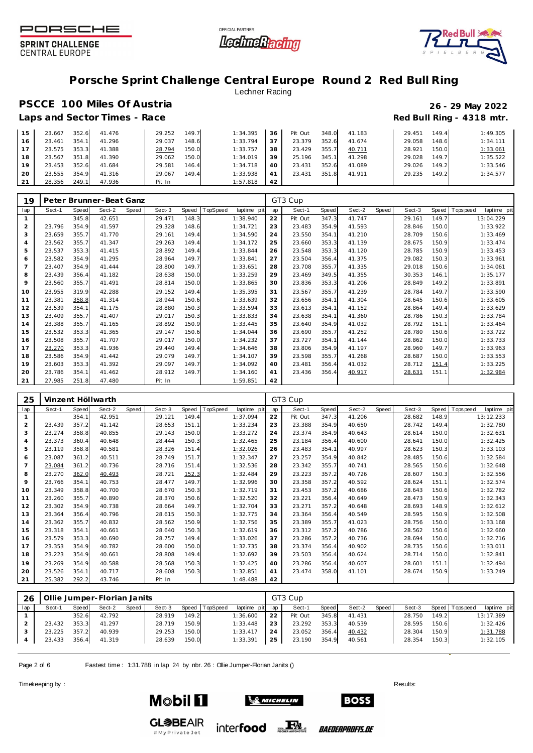# Porsche Sprint Challenge Central Europe Round 2 Red Bull Ring

Lechner Racing

## PSCCE 100 Miles Of Austria

**26 - 29 May 2022**

**Laps and Sector Times - Race**

**Red Bull Ring - 4318 mtr.**

| lap | Sect-1 | Speed | Sect-2 | Speed | Sect-3 | Speed | TopSpeed | laptime pit | lap | Sect-1 | Speed | Sect-2 | Speed | Sect-3 | Speed | Topspeed | laptime pit |
|---|---|---|---|---|---|---|---|---|---|---|---|---|---|---|---|---|---|
| 15 | 23.667 | 352.6 | 41.476 | | 29.252 | 149.7 | | 1:34.395 | 36 | Pit Out | 348.0 | 41.183 | | 29.451 | 149.4 | | 1:49.305 |
| 16 | 23.461 | 354.1 | 41.296 | | 29.037 | 148.6 | | 1:33.794 | 37 | 23.379 | 352.6 | 41.674 | | 29.058 | 148.6 | | 1:34.111 |
| 17 | 23.575 | 353.3 | 41.388 | | 28.794 | 150.0 | | 1:33.757 | 38 | 23.429 | 355.7 | 40.711 | | 28.921 | 150.0 | | 1:33.061 |
| 18 | 23.567 | 351.8 | 41.390 | | 29.062 | 150.0 | | 1:34.019 | 39 | 25.196 | 345.1 | 41.298 | | 29.028 | 149.7 | | 1:35.522 |
| 19 | 23.453 | 352.6 | 41.684 | | 29.581 | 146.4 | | 1:34.718 | 40 | 23.431 | 352.6 | 41.089 | | 29.026 | 149.2 | | 1:33.546 |
| 20 | 23.555 | 354.9 | 41.316 | | 29.067 | 149.4 | | 1:33.938 | 41 | 23.431 | 351.8 | 41.911 | | 29.235 | 149.2 | | 1:34.577 |
| 21 | 28.356 | 249.1 | 47.936 | | Pit In | | | 1:57.818 | 42 | | | | | | | | |

**19 Peter Brunner-Beat Ganz** — GT3 Cup

| lap | Sect-1 | Speed | Sect-2 | Speed | Sect-3 | Speed | TopSpeed | laptime pit | lap | Sect-1 | Speed | Sect-2 | Speed | Sect-3 | Speed | Topspeed | laptime pit |
|---|---|---|---|---|---|---|---|---|---|---|---|---|---|---|---|---|---|
| 1 | | 345.8 | 42.651 | | 29.471 | 148.3 | | 1:38.940 | 22 | Pit Out | 347.3 | 41.747 | | 29.161 | 149.7 | | 13:04.229 |
| 2 | 23.796 | 354.9 | 41.597 | | 29.328 | 148.6 | | 1:34.721 | 23 | 23.483 | 354.9 | 41.593 | | 28.846 | 150.0 | | 1:33.922 |
| 3 | 23.659 | 355.7 | 41.770 | | 29.161 | 149.4 | | 1:34.590 | 24 | 23.550 | 354.1 | 41.210 | | 28.709 | 150.6 | | 1:33.469 |
| 4 | 23.562 | 355.7 | 41.347 | | 29.263 | 149.4 | | 1:34.172 | 25 | 23.660 | 353.3 | 41.139 | | 28.675 | 150.9 | | 1:33.474 |
| 5 | 23.537 | 353.3 | 41.415 | | 28.892 | 149.4 | | 1:33.844 | 26 | 23.548 | 353.3 | 41.120 | | 28.785 | 150.9 | | 1:33.453 |
| 6 | 23.582 | 354.9 | 41.295 | | 28.964 | 149.7 | | 1:33.841 | 27 | 23.504 | 356.4 | 41.375 | | 29.082 | 150.3 | | 1:33.961 |
| 7 | 23.407 | 354.9 | 41.444 | | 28.800 | 149.7 | | 1:33.651 | 28 | 23.708 | 355.7 | 41.335 | | 29.018 | 150.6 | | 1:34.061 |
| 8 | 23.439 | 356.4 | 41.182 | | 28.638 | 150.0 | | 1:33.259 | 29 | 23.469 | 349.5 | 41.355 | | 30.353 | 146.1 | | 1:35.177 |
| 9 | 23.560 | 355.7 | 41.491 | | 28.814 | 150.0 | | 1:33.865 | 30 | 23.836 | 353.3 | 41.206 | | 28.849 | 149.2 | | 1:33.891 |
| 10 | 23.955 | 319.9 | 42.288 | | 29.152 | 149.4 | | 1:35.395 | 31 | 23.567 | 355.7 | 41.239 | | 28.784 | 149.7 | | 1:33.590 |
| 11 | 23.381 | 358.8 | 41.314 | | 28.944 | 150.6 | | 1:33.639 | 32 | 23.656 | 354.1 | 41.304 | | 28.645 | 150.6 | | 1:33.605 |
| 12 | 23.539 | 354.1 | 41.175 | | 28.880 | 150.3 | | 1:33.594 | 33 | 23.613 | 354.1 | 41.152 | | 28.864 | 149.4 | | 1:33.629 |
| 13 | 23.409 | 355.7 | 41.407 | | 29.017 | 150.3 | | 1:33.833 | 34 | 23.638 | 354.1 | 41.360 | | 28.786 | 150.3 | | 1:33.784 |
| 14 | 23.388 | 355.7 | 41.165 | | 28.892 | 150.9 | | 1:33.445 | 35 | 23.640 | 354.9 | 41.032 | | 28.792 | 151.1 | | 1:33.464 |
| 15 | 23.532 | 353.3 | 41.365 | | 29.147 | 150.6 | | 1:34.044 | 36 | 23.690 | 355.7 | 41.252 | | 28.780 | 150.6 | | 1:33.722 |
| 16 | 23.508 | 355.7 | 41.707 | | 29.017 | 150.0 | | 1:34.232 | 37 | 23.727 | 354.1 | 41.144 | | 28.862 | 150.0 | | 1:33.733 |
| 17 | 23.270 | 353.3 | 41.936 | | 29.440 | 149.4 | | 1:34.646 | 38 | 23.806 | 354.9 | 41.197 | | 28.960 | 149.7 | | 1:33.963 |
| 18 | 23.586 | 354.9 | 41.442 | | 29.079 | 149.7 | | 1:34.107 | 39 | 23.598 | 355.7 | 41.268 | | 28.687 | 150.0 | | 1:33.553 |
| 19 | 23.603 | 353.3 | 41.392 | | 29.097 | 149.7 | | 1:34.092 | 40 | 23.481 | 356.4 | 41.032 | | 28.712 | 151.4 | | 1:33.225 |
| 20 | 23.786 | 354.1 | 41.462 | | 28.912 | 149.7 | | 1:34.160 | 41 | 23.436 | 356.4 | 40.917 | | 28.631 | 151.1 | | 1:32.984 |
| 21 | 27.985 | 251.8 | 47.480 | | Pit In | | | 1:59.851 | 42 | | | | | | | | |

**25 Vinzent Höllwarth** — GT3 Cup

| lap | Sect-1 | Speed | Sect-2 | Speed | Sect-3 | Speed | TopSpeed | laptime pit | lap | Sect-1 | Speed | Sect-2 | Speed | Sect-3 | Speed | Topspeed | laptime pit |
|---|---|---|---|---|---|---|---|---|---|---|---|---|---|---|---|---|---|
| 1 | | 354.1 | 42.951 | | 29.121 | 149.4 | | 1:37.094 | 22 | Pit Out | 347.3 | 41.206 | | 28.682 | 148.9 | | 13:12.233 |
| 2 | 23.439 | 357.2 | 41.142 | | 28.653 | 151.1 | | 1:33.234 | 23 | 23.388 | 354.9 | 40.650 | | 28.742 | 149.4 | | 1:32.780 |
| 3 | 23.274 | 358.8 | 40.855 | | 29.143 | 150.0 | | 1:33.272 | 24 | 23.374 | 354.9 | 40.643 | | 28.614 | 150.0 | | 1:32.631 |
| 4 | 23.373 | 360.4 | 40.648 | | 28.444 | 150.3 | | 1:32.465 | 25 | 23.184 | 356.4 | 40.600 | | 28.641 | 150.0 | | 1:32.425 |
| 5 | 23.119 | 358.8 | 40.581 | | 28.326 | 151.4 | | 1:32.026 | 26 | 23.483 | 354.1 | 40.997 | | 28.623 | 150.3 | | 1:33.103 |
| 6 | 23.087 | 361.2 | 40.511 | | 28.749 | 151.7 | | 1:32.347 | 27 | 23.257 | 354.9 | 40.842 | | 28.485 | 150.6 | | 1:32.584 |
| 7 | 23.084 | 361.2 | 40.736 | | 28.716 | 151.4 | | 1:32.536 | 28 | 23.342 | 355.7 | 40.741 | | 28.565 | 150.6 | | 1:32.648 |
| 8 | 23.270 | 362.0 | 40.493 | | 28.721 | 152.3 | | 1:32.484 | 29 | 23.223 | 357.2 | 40.726 | | 28.607 | 150.3 | | 1:32.556 |
| 9 | 23.766 | 354.1 | 40.753 | | 28.477 | 149.7 | | 1:32.996 | 30 | 23.358 | 357.2 | 40.592 | | 28.624 | 151.1 | | 1:32.574 |
| 10 | 23.349 | 358.8 | 40.700 | | 28.670 | 150.3 | | 1:32.719 | 31 | 23.453 | 357.2 | 40.686 | | 28.643 | 150.6 | | 1:32.782 |
| 11 | 23.260 | 355.7 | 40.890 | | 28.370 | 150.6 | | 1:32.520 | 32 | 23.221 | 356.4 | 40.649 | | 28.473 | 150.9 | | 1:32.343 |
| 12 | 23.302 | 354.9 | 40.738 | | 28.664 | 149.7 | | 1:32.704 | 33 | 23.271 | 357.2 | 40.648 | | 28.693 | 148.9 | | 1:32.612 |
| 13 | 23.364 | 356.4 | 40.796 | | 28.615 | 150.3 | | 1:32.775 | 34 | 23.364 | 356.4 | 40.549 | | 28.595 | 150.9 | | 1:32.508 |
| 14 | 23.362 | 355.7 | 40.832 | | 28.562 | 150.9 | | 1:32.756 | 35 | 23.389 | 355.7 | 41.023 | | 28.756 | 150.0 | | 1:33.168 |
| 15 | 23.318 | 354.1 | 40.661 | | 28.640 | 150.3 | | 1:32.619 | 36 | 23.312 | 357.2 | 40.786 | | 28.562 | 150.6 | | 1:32.660 |
| 16 | 23.579 | 353.3 | 40.690 | | 28.757 | 149.4 | | 1:33.026 | 37 | 23.286 | 357.2 | 40.736 | | 28.694 | 150.0 | | 1:32.716 |
| 17 | 23.353 | 354.9 | 40.782 | | 28.600 | 150.0 | | 1:32.735 | 38 | 23.374 | 356.4 | 40.902 | | 28.735 | 150.6 | | 1:33.011 |
| 18 | 23.223 | 354.9 | 40.661 | | 28.808 | 149.4 | | 1:32.692 | 39 | 23.503 | 356.4 | 40.624 | | 28.714 | 150.0 | | 1:32.841 |
| 19 | 23.269 | 354.9 | 40.588 | | 28.568 | 150.3 | | 1:32.425 | 40 | 23.286 | 356.4 | 40.607 | | 28.601 | 151.1 | | 1:32.494 |
| 20 | 23.526 | 354.1 | 40.717 | | 28.608 | 150.3 | | 1:32.851 | 41 | 23.474 | 358.0 | 41.101 | | 28.674 | 150.9 | | 1:33.249 |
| 21 | 25.382 | 292.2 | 43.746 | | Pit In | | | 1:48.488 | 42 | | | | | | | | |

**26 Ollie Jumper-Florian Janits** — GT3 Cup

| lap | Sect-1 | Speed | Sect-2 | Speed | Sect-3 | Speed | TopSpeed | laptime pit | lap | Sect-1 | Speed | Sect-2 | Speed | Sect-3 | Speed | Topspeed | laptime pit |
|---|---|---|---|---|---|---|---|---|---|---|---|---|---|---|---|---|---|
| 1 | | 352.6 | 42.792 | | 28.919 | 149.2 | | 1:36.600 | 22 | Pit Out | 345.8 | 41.431 | | 28.750 | 149.2 | | 13:17.389 |
| 2 | 23.432 | 353.3 | 41.297 | | 28.719 | 150.9 | | 1:33.448 | 23 | 23.292 | 353.3 | 40.539 | | 28.595 | 150.6 | | 1:32.426 |
| 3 | 23.225 | 357.2 | 40.939 | | 29.253 | 150.0 | | 1:33.417 | 24 | 23.052 | 356.4 | 40.432 | | 28.304 | 150.9 | | 1:31.788 |
| 4 | 23.433 | 356.4 | 41.319 | | 28.639 | 150.0 | | 1:33.391 | 25 | 23.190 | 354.9 | 40.561 | | 28.354 | 150.3 | | 1:32.105 |

Fastest time : 1:31.788 in lap 24 by nbr. 26 : Ollie Jumper-Florian Janits ()

Timekeeping by :

Results: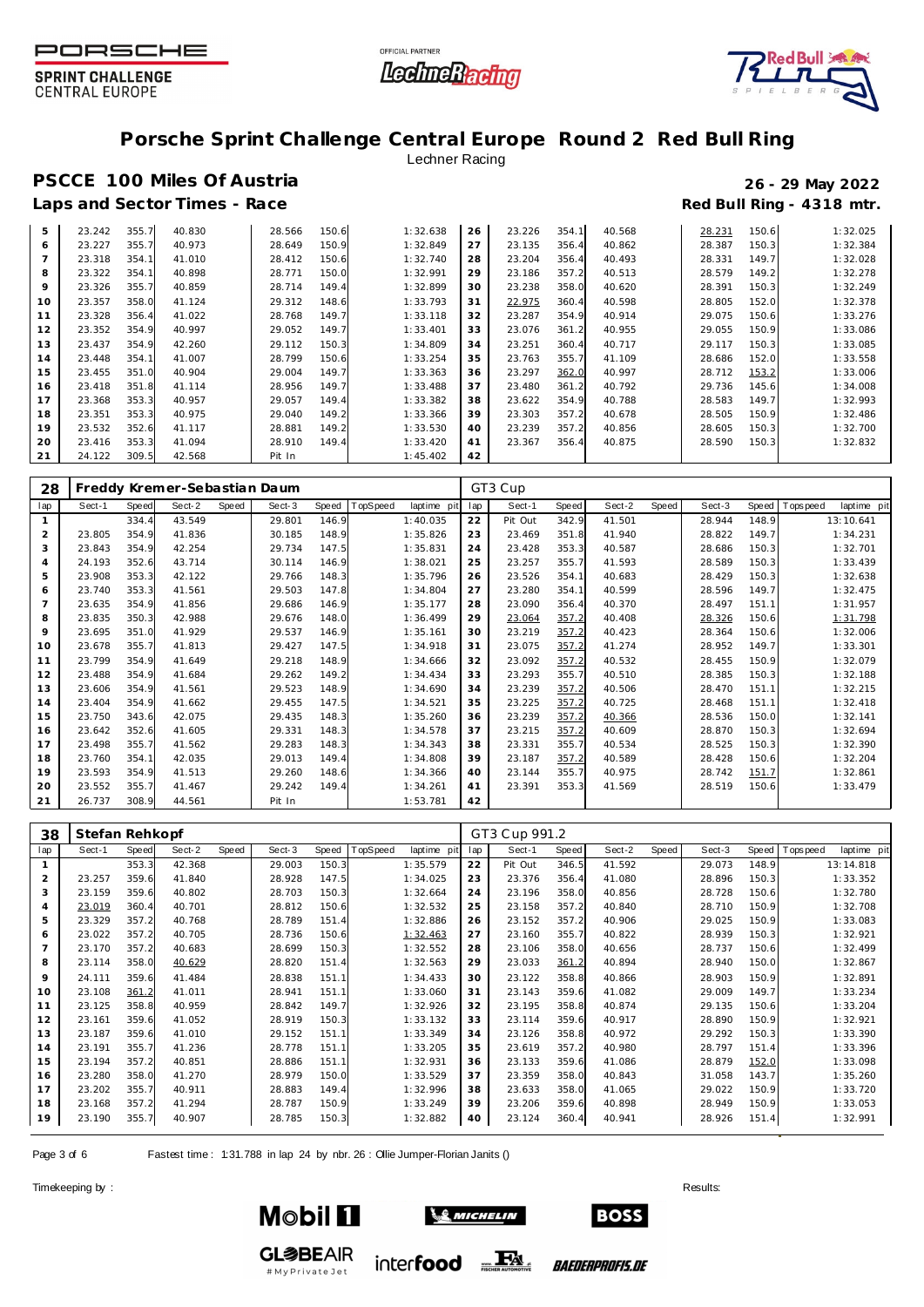# Porsche Sprint Challenge Central Europe Round 2 Red Bull Ring

Lechner Racing

## PSCCE 100 Miles Of Austria

**26 - 29 May 2022**

**Laps and Sector Times - Race**

**Red Bull Ring - 4318 mtr.**

| lap | Sect-1 | Speed | Sect-2 | Speed | Sect-3 | Speed | TopSpeed | laptime pit | lap | Sect-1 | Speed | Sect-2 | Speed | Sect-3 | Speed | Topspeed | laptime pit |
|---|---|---|---|---|---|---|---|---|---|---|---|---|---|---|---|---|---|
| 5 | 23.242 | 355.7 | 40.830 | | 28.566 | 150.6 | | 1:32.638 | 26 | 23.226 | 354.1 | 40.568 | | 28.231 | 150.6 | | 1:32.025 |
| 6 | 23.227 | 355.7 | 40.973 | | 28.649 | 150.9 | | 1:32.849 | 27 | 23.135 | 356.4 | 40.862 | | 28.387 | 150.3 | | 1:32.384 |
| 7 | 23.318 | 354.1 | 41.010 | | 28.412 | 150.6 | | 1:32.740 | 28 | 23.204 | 356.4 | 40.493 | | 28.331 | 149.7 | | 1:32.028 |
| 8 | 23.322 | 354.1 | 40.898 | | 28.771 | 150.0 | | 1:32.991 | 29 | 23.186 | 357.2 | 40.513 | | 28.579 | 149.2 | | 1:32.278 |
| 9 | 23.326 | 355.7 | 40.859 | | 28.714 | 149.4 | | 1:32.899 | 30 | 23.238 | 358.0 | 40.620 | | 28.391 | 150.3 | | 1:32.249 |
| 10 | 23.357 | 358.0 | 41.124 | | 29.312 | 148.6 | | 1:33.793 | 31 | 22.975 | 360.4 | 40.598 | | 28.805 | 152.0 | | 1:32.378 |
| 11 | 23.328 | 356.4 | 41.022 | | 28.768 | 149.7 | | 1:33.118 | 32 | 23.287 | 354.9 | 40.914 | | 29.075 | 150.6 | | 1:33.276 |
| 12 | 23.352 | 354.9 | 40.997 | | 29.052 | 149.7 | | 1:33.401 | 33 | 23.076 | 361.2 | 40.955 | | 29.055 | 150.9 | | 1:33.086 |
| 13 | 23.437 | 354.9 | 42.260 | | 29.112 | 150.3 | | 1:34.809 | 34 | 23.251 | 360.4 | 40.717 | | 29.117 | 150.3 | | 1:33.085 |
| 14 | 23.448 | 354.1 | 41.007 | | 28.799 | 150.6 | | 1:33.254 | 35 | 23.763 | 355.7 | 41.109 | | 28.686 | 152.0 | | 1:33.558 |
| 15 | 23.455 | 351.0 | 40.904 | | 29.004 | 149.7 | | 1:33.363 | 36 | 23.297 | 362.0 | 40.997 | | 28.712 | 153.2 | | 1:33.006 |
| 16 | 23.418 | 351.8 | 41.114 | | 28.956 | 149.7 | | 1:33.488 | 37 | 23.480 | 361.2 | 40.792 | | 29.736 | 145.6 | | 1:34.008 |
| 17 | 23.368 | 353.3 | 40.957 | | 29.057 | 149.4 | | 1:33.382 | 38 | 23.622 | 354.9 | 40.788 | | 28.583 | 149.7 | | 1:32.993 |
| 18 | 23.351 | 353.3 | 40.975 | | 29.040 | 149.2 | | 1:33.366 | 39 | 23.303 | 357.2 | 40.678 | | 28.505 | 150.9 | | 1:32.486 |
| 19 | 23.532 | 352.6 | 41.117 | | 28.881 | 149.2 | | 1:33.530 | 40 | 23.239 | 357.2 | 40.856 | | 28.605 | 150.3 | | 1:32.700 |
| 20 | 23.416 | 353.3 | 41.094 | | 28.910 | 149.4 | | 1:33.420 | 41 | 23.367 | 356.4 | 40.875 | | 28.590 | 150.3 | | 1:32.832 |
| 21 | 24.122 | 309.5 | 42.568 | | Pit In | | | 1:45.402 | 42 | | | | | | | | |

| 28 | Freddy Kremer-Sebastian Daum | | | | | | | | | GT3 Cup | | | | | | | |
|---|---|---|---|---|---|---|---|---|---|---|---|---|---|---|---|---|---|
| lap | Sect-1 | Speed | Sect-2 | Speed | Sect-3 | Speed | TopSpeed | laptime pit | lap | Sect-1 | Speed | Sect-2 | Speed | Sect-3 | Speed | Topspeed | laptime pit |
| 1 | | 334.4 | 43.549 | | 29.801 | 146.9 | | 1:40.035 | 22 | Pit Out | 342.9 | 41.501 | | 28.944 | 148.9 | | 13:10.641 |
| 2 | 23.805 | 354.9 | 41.836 | | 30.185 | 148.9 | | 1:35.826 | 23 | 23.469 | 351.8 | 41.940 | | 28.822 | 149.7 | | 1:34.231 |
| 3 | 23.843 | 354.9 | 42.254 | | 29.734 | 147.5 | | 1:35.831 | 24 | 23.428 | 353.3 | 40.587 | | 28.686 | 150.3 | | 1:32.701 |
| 4 | 24.193 | 352.6 | 43.714 | | 30.114 | 146.9 | | 1:38.021 | 25 | 23.257 | 355.7 | 41.593 | | 28.589 | 150.3 | | 1:33.439 |
| 5 | 23.908 | 353.3 | 42.122 | | 29.766 | 148.3 | | 1:35.796 | 26 | 23.526 | 354.1 | 40.683 | | 28.429 | 150.3 | | 1:32.638 |
| 6 | 23.740 | 353.3 | 41.561 | | 29.503 | 147.8 | | 1:34.804 | 27 | 23.280 | 354.1 | 40.599 | | 28.596 | 149.7 | | 1:32.475 |
| 7 | 23.635 | 354.9 | 41.856 | | 29.686 | 146.9 | | 1:35.177 | 28 | 23.090 | 356.4 | 40.370 | | 28.497 | 151.1 | | 1:31.957 |
| 8 | 23.835 | 350.3 | 42.988 | | 29.676 | 148.0 | | 1:36.499 | 29 | 23.064 | 357.2 | 40.408 | | 28.326 | 150.6 | | 1:31.798 |
| 9 | 23.695 | 351.0 | 41.929 | | 29.537 | 146.9 | | 1:35.161 | 30 | 23.219 | 357.2 | 40.423 | | 28.364 | 150.6 | | 1:32.006 |
| 10 | 23.678 | 355.7 | 41.813 | | 29.427 | 147.5 | | 1:34.918 | 31 | 23.075 | 357.2 | 41.274 | | 28.952 | 149.7 | | 1:33.301 |
| 11 | 23.799 | 354.9 | 41.649 | | 29.218 | 148.9 | | 1:34.666 | 32 | 23.092 | 357.2 | 40.532 | | 28.455 | 150.9 | | 1:32.079 |
| 12 | 23.488 | 354.9 | 41.684 | | 29.262 | 149.2 | | 1:34.434 | 33 | 23.293 | 355.7 | 40.510 | | 28.385 | 150.3 | | 1:32.188 |
| 13 | 23.606 | 354.9 | 41.561 | | 29.523 | 148.9 | | 1:34.690 | 34 | 23.239 | 357.2 | 40.506 | | 28.470 | 151.1 | | 1:32.215 |
| 14 | 23.404 | 354.9 | 41.662 | | 29.455 | 147.5 | | 1:34.521 | 35 | 23.225 | 357.2 | 40.725 | | 28.468 | 151.1 | | 1:32.418 |
| 15 | 23.750 | 343.6 | 42.075 | | 29.435 | 148.3 | | 1:35.260 | 36 | 23.239 | 357.2 | 40.366 | | 28.536 | 150.0 | | 1:32.141 |
| 16 | 23.642 | 352.6 | 41.605 | | 29.331 | 148.3 | | 1:34.578 | 37 | 23.215 | 357.2 | 40.609 | | 28.870 | 150.3 | | 1:32.694 |
| 17 | 23.498 | 355.7 | 41.562 | | 29.283 | 148.3 | | 1:34.343 | 38 | 23.331 | 355.7 | 40.534 | | 28.525 | 150.3 | | 1:32.390 |
| 18 | 23.760 | 354.1 | 42.035 | | 29.013 | 149.4 | | 1:34.808 | 39 | 23.187 | 357.2 | 40.589 | | 28.428 | 150.6 | | 1:32.204 |
| 19 | 23.593 | 354.9 | 41.513 | | 29.260 | 148.6 | | 1:34.366 | 40 | 23.144 | 355.7 | 40.975 | | 28.742 | 151.7 | | 1:32.861 |
| 20 | 23.552 | 355.7 | 41.467 | | 29.242 | 149.4 | | 1:34.261 | 41 | 23.391 | 353.3 | 41.569 | | 28.519 | 150.6 | | 1:33.479 |
| 21 | 26.737 | 308.9 | 44.561 | | Pit In | | | 1:53.781 | 42 | | | | | | | | |

| 38 | Stefan Rehkopf | | | | | | | | | GT3 Cup 991.2 | | | | | | | |
|---|---|---|---|---|---|---|---|---|---|---|---|---|---|---|---|---|---|
| lap | Sect-1 | Speed | Sect-2 | Speed | Sect-3 | Speed | TopSpeed | laptime pit | lap | Sect-1 | Speed | Sect-2 | Speed | Sect-3 | Speed | Topspeed | laptime pit |
| 1 | | 353.3 | 42.368 | | 29.003 | 150.3 | | 1:35.579 | 22 | Pit Out | 346.5 | 41.592 | | 29.073 | 148.9 | | 13:14.818 |
| 2 | 23.257 | 359.6 | 41.840 | | 28.928 | 147.5 | | 1:34.025 | 23 | 23.376 | 356.4 | 41.080 | | 28.896 | 150.3 | | 1:33.352 |
| 3 | 23.159 | 359.6 | 40.802 | | 28.703 | 150.3 | | 1:32.664 | 24 | 23.196 | 358.0 | 40.856 | | 28.728 | 150.6 | | 1:32.780 |
| 4 | 23.019 | 360.4 | 40.701 | | 28.812 | 150.6 | | 1:32.532 | 25 | 23.158 | 357.2 | 40.840 | | 28.710 | 150.9 | | 1:32.708 |
| 5 | 23.329 | 357.2 | 40.768 | | 28.789 | 151.4 | | 1:32.886 | 26 | 23.152 | 357.2 | 40.906 | | 29.025 | 150.9 | | 1:33.083 |
| 6 | 23.022 | 357.2 | 40.705 | | 28.736 | 150.6 | | 1:32.463 | 27 | 23.160 | 355.7 | 40.822 | | 28.939 | 150.3 | | 1:32.921 |
| 7 | 23.170 | 357.2 | 40.683 | | 28.699 | 150.3 | | 1:32.552 | 28 | 23.106 | 358.0 | 40.656 | | 28.737 | 150.6 | | 1:32.499 |
| 8 | 23.114 | 358.0 | 40.629 | | 28.820 | 151.4 | | 1:32.563 | 29 | 23.033 | 361.2 | 40.894 | | 28.940 | 150.0 | | 1:32.867 |
| 9 | 24.111 | 359.6 | 41.484 | | 28.838 | 151.1 | | 1:34.433 | 30 | 23.122 | 358.8 | 40.866 | | 28.903 | 150.9 | | 1:32.891 |
| 10 | 23.108 | 361.2 | 41.011 | | 28.941 | 151.1 | | 1:33.060 | 31 | 23.143 | 359.6 | 41.082 | | 29.009 | 149.7 | | 1:33.234 |
| 11 | 23.125 | 358.8 | 40.959 | | 28.842 | 149.7 | | 1:32.926 | 32 | 23.195 | 358.8 | 40.874 | | 29.135 | 150.6 | | 1:33.204 |
| 12 | 23.161 | 359.6 | 41.052 | | 28.919 | 150.3 | | 1:33.132 | 33 | 23.114 | 359.6 | 40.917 | | 28.890 | 150.9 | | 1:32.921 |
| 13 | 23.187 | 359.6 | 41.010 | | 29.152 | 151.1 | | 1:33.349 | 34 | 23.126 | 358.8 | 40.972 | | 29.292 | 150.3 | | 1:33.390 |
| 14 | 23.191 | 355.7 | 41.236 | | 28.778 | 151.1 | | 1:33.205 | 35 | 23.619 | 357.2 | 40.980 | | 28.797 | 151.4 | | 1:33.396 |
| 15 | 23.194 | 357.2 | 40.851 | | 28.886 | 151.1 | | 1:32.931 | 36 | 23.133 | 359.6 | 41.086 | | 28.879 | 152.0 | | 1:33.098 |
| 16 | 23.280 | 358.0 | 41.270 | | 28.979 | 150.0 | | 1:33.529 | 37 | 23.359 | 358.0 | 40.843 | | 31.058 | 143.7 | | 1:35.260 |
| 17 | 23.202 | 355.7 | 40.911 | | 28.883 | 149.4 | | 1:32.996 | 38 | 23.633 | 358.0 | 41.065 | | 29.022 | 150.9 | | 1:33.720 |
| 18 | 23.168 | 357.2 | 41.294 | | 28.787 | 150.9 | | 1:33.249 | 39 | 23.206 | 359.6 | 40.898 | | 28.949 | 150.9 | | 1:33.053 |
| 19 | 23.190 | 355.7 | 40.907 | | 28.785 | 150.3 | | 1:32.882 | 40 | 23.124 | 360.4 | 40.941 | | 28.926 | 151.4 | | 1:32.991 |

Fastest time : 1:31.788 in lap 24 by nbr. 26 : Ollie Jumper-Florian Janits ()

Timekeeping by :

Results: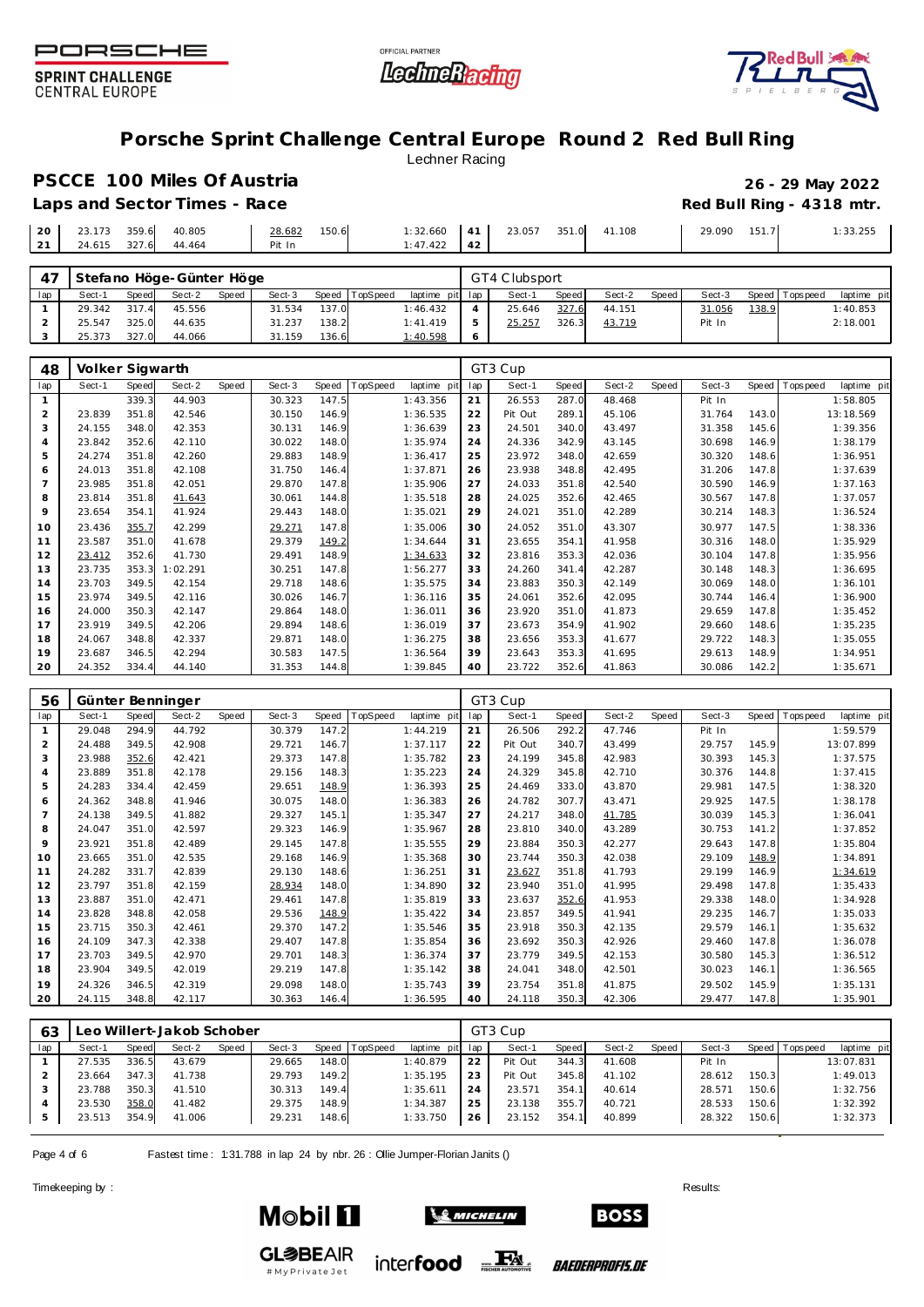# Porsche Sprint Challenge Central Europe Round 2 Red Bull Ring

Lechner Racing

## PSCCE 100 Miles Of Austria

**26 - 29 May 2022**

**Laps and Sector Times - Race**

**Red Bull Ring - 4318 mtr.**

| lap | Sect-1 | Speed | Sect-2 | Speed | Sect-3 | Speed | TopSpeed | laptime pit | lap | Sect-1 | Speed | Sect-2 | Speed | Sect-3 | Speed | Topspeed | laptime pit |
|---|---|---|---|---|---|---|---|---|---|---|---|---|---|---|---|---|---|
| 20 | 23.173 | 359.6 | 40.805 | | 28.682 | 150.6 | | 1:32.660 | 41 | 23.057 | 351.0 | 41.108 | | 29.090 | 151.7 | | 1:33.255 |
| 21 | 24.615 | 327.6 | 44.464 | | Pit In | | | 1:47.422 | 42 | | | | | | | | |

### 47 Stefano Höge-Günter Höge — GT4 Clubsport

| lap | Sect-1 | Speed | Sect-2 | Speed | Sect-3 | Speed | TopSpeed | laptime pit | lap | Sect-1 | Speed | Sect-2 | Speed | Sect-3 | Speed | Topspeed | laptime pit |
|---|---|---|---|---|---|---|---|---|---|---|---|---|---|---|---|---|---|
| 1 | 29.342 | 317.4 | 45.556 | | 31.534 | 137.0 | | 1:46.432 | 4 | 25.646 | 327.6 | 44.151 | | 31.056 | 138.9 | | 1:40.853 |
| 2 | 25.547 | 325.0 | 44.635 | | 31.237 | 138.2 | | 1:41.419 | 5 | 25.257 | 326.3 | 43.719 | | Pit In | | | 2:18.001 |
| 3 | 25.373 | 327.0 | 44.066 | | 31.159 | 136.6 | | 1:40.598 | 6 | | | | | | | | |

### 48 Volker Sigwarth — GT3 Cup

| lap | Sect-1 | Speed | Sect-2 | Speed | Sect-3 | Speed | TopSpeed | laptime pit | lap | Sect-1 | Speed | Sect-2 | Speed | Sect-3 | Speed | Topspeed | laptime pit |
|---|---|---|---|---|---|---|---|---|---|---|---|---|---|---|---|---|---|
| 1 | | 339.3 | 44.903 | | 30.323 | 147.5 | | 1:43.356 | 21 | 26.553 | 287.0 | 48.468 | | Pit In | | | 1:58.805 |
| 2 | 23.839 | 351.8 | 42.546 | | 30.150 | 146.9 | | 1:36.535 | 22 | Pit Out | 289.1 | 45.106 | | 31.764 | 143.0 | | 13:18.569 |
| 3 | 24.155 | 348.0 | 42.353 | | 30.131 | 146.9 | | 1:36.639 | 23 | 24.501 | 340.0 | 43.497 | | 31.358 | 145.6 | | 1:39.356 |
| 4 | 23.842 | 352.6 | 42.110 | | 30.022 | 148.0 | | 1:35.974 | 24 | 24.336 | 342.9 | 43.145 | | 30.698 | 146.9 | | 1:38.179 |
| 5 | 24.274 | 351.8 | 42.260 | | 29.883 | 148.9 | | 1:36.417 | 25 | 23.972 | 348.0 | 42.659 | | 30.320 | 148.6 | | 1:36.951 |
| 6 | 24.013 | 351.8 | 42.108 | | 31.750 | 146.4 | | 1:37.871 | 26 | 23.938 | 348.8 | 42.495 | | 31.206 | 147.8 | | 1:37.639 |
| 7 | 23.985 | 351.8 | 42.051 | | 29.870 | 147.8 | | 1:35.906 | 27 | 24.033 | 351.8 | 42.540 | | 30.590 | 146.9 | | 1:37.163 |
| 8 | 23.814 | 351.8 | 41.643 | | 30.061 | 144.8 | | 1:35.518 | 28 | 24.025 | 352.6 | 42.465 | | 30.567 | 147.8 | | 1:37.057 |
| 9 | 23.654 | 354.1 | 41.924 | | 29.443 | 148.0 | | 1:35.021 | 29 | 24.021 | 351.0 | 42.289 | | 30.214 | 148.3 | | 1:36.524 |
| 10 | 23.436 | 355.7 | 42.299 | | 29.271 | 147.8 | | 1:35.006 | 30 | 24.052 | 351.0 | 43.307 | | 30.977 | 147.5 | | 1:38.336 |
| 11 | 23.587 | 351.0 | 41.678 | | 29.379 | 149.2 | | 1:34.644 | 31 | 23.655 | 354.1 | 41.958 | | 30.316 | 148.0 | | 1:35.929 |
| 12 | 23.412 | 352.6 | 41.730 | | 29.491 | 148.9 | | 1:34.633 | 32 | 23.816 | 353.3 | 42.036 | | 30.104 | 147.8 | | 1:35.956 |
| 13 | 23.735 | 353.3 | 1:02.291 | | 30.251 | 147.8 | | 1:56.277 | 33 | 24.260 | 341.4 | 42.287 | | 30.148 | 148.3 | | 1:36.695 |
| 14 | 23.703 | 349.5 | 42.154 | | 29.718 | 148.6 | | 1:35.575 | 34 | 23.883 | 350.3 | 42.149 | | 30.069 | 148.0 | | 1:36.101 |
| 15 | 23.974 | 349.5 | 42.116 | | 30.026 | 146.7 | | 1:36.116 | 35 | 24.061 | 352.6 | 42.095 | | 30.744 | 146.4 | | 1:36.900 |
| 16 | 24.000 | 350.3 | 42.147 | | 29.864 | 148.0 | | 1:36.011 | 36 | 23.920 | 351.0 | 41.873 | | 29.659 | 147.8 | | 1:35.452 |
| 17 | 23.919 | 349.5 | 42.206 | | 29.894 | 148.6 | | 1:36.019 | 37 | 23.673 | 354.9 | 41.902 | | 29.660 | 148.6 | | 1:35.235 |
| 18 | 24.067 | 348.8 | 42.337 | | 29.871 | 148.0 | | 1:36.275 | 38 | 23.656 | 353.3 | 41.677 | | 29.722 | 148.3 | | 1:35.055 |
| 19 | 23.687 | 346.5 | 42.294 | | 30.583 | 147.5 | | 1:36.564 | 39 | 23.643 | 353.3 | 41.695 | | 29.613 | 148.9 | | 1:34.951 |
| 20 | 24.352 | 334.4 | 44.140 | | 31.353 | 144.8 | | 1:39.845 | 40 | 23.722 | 352.6 | 41.863 | | 30.086 | 142.2 | | 1:35.671 |

### 56 Günter Benninger — GT3 Cup

| lap | Sect-1 | Speed | Sect-2 | Speed | Sect-3 | Speed | TopSpeed | laptime pit | lap | Sect-1 | Speed | Sect-2 | Speed | Sect-3 | Speed | Topspeed | laptime pit |
|---|---|---|---|---|---|---|---|---|---|---|---|---|---|---|---|---|---|
| 1 | 29.048 | 294.9 | 44.792 | | 30.379 | 147.2 | | 1:44.219 | 21 | 26.506 | 292.2 | 47.746 | | Pit In | | | 1:59.579 |
| 2 | 24.488 | 349.5 | 42.908 | | 29.721 | 146.7 | | 1:37.117 | 22 | Pit Out | 340.7 | 43.499 | | 29.757 | 145.9 | | 13:07.899 |
| 3 | 23.988 | 352.6 | 42.421 | | 29.373 | 147.8 | | 1:35.782 | 23 | 24.199 | 345.8 | 42.983 | | 30.393 | 145.3 | | 1:37.575 |
| 4 | 23.889 | 351.8 | 42.178 | | 29.156 | 148.3 | | 1:35.223 | 24 | 24.329 | 345.8 | 42.710 | | 30.376 | 144.8 | | 1:37.415 |
| 5 | 24.283 | 334.4 | 42.459 | | 29.651 | 148.9 | | 1:36.393 | 25 | 24.469 | 333.0 | 43.870 | | 29.981 | 147.5 | | 1:38.320 |
| 6 | 24.362 | 348.8 | 41.946 | | 30.075 | 148.0 | | 1:36.383 | 26 | 24.782 | 307.7 | 43.471 | | 29.925 | 147.5 | | 1:38.178 |
| 7 | 24.138 | 349.5 | 41.882 | | 29.327 | 145.1 | | 1:35.347 | 27 | 24.217 | 348.0 | 41.785 | | 30.039 | 145.3 | | 1:36.041 |
| 8 | 24.047 | 351.0 | 42.597 | | 29.323 | 146.9 | | 1:35.967 | 28 | 23.810 | 340.0 | 43.289 | | 30.753 | 141.2 | | 1:37.852 |
| 9 | 23.921 | 351.8 | 42.489 | | 29.145 | 147.8 | | 1:35.555 | 29 | 23.884 | 350.3 | 42.277 | | 29.643 | 147.8 | | 1:35.804 |
| 10 | 23.665 | 351.0 | 42.535 | | 29.168 | 146.9 | | 1:35.368 | 30 | 23.744 | 350.3 | 42.038 | | 29.109 | 148.9 | | 1:34.891 |
| 11 | 24.282 | 331.7 | 42.839 | | 29.130 | 148.6 | | 1:36.251 | 31 | 23.627 | 351.8 | 41.793 | | 29.199 | 146.9 | | 1:34.619 |
| 12 | 23.797 | 351.8 | 42.159 | | 28.934 | 148.0 | | 1:34.890 | 32 | 23.940 | 351.0 | 41.995 | | 29.498 | 147.8 | | 1:35.433 |
| 13 | 23.887 | 351.0 | 42.471 | | 29.461 | 147.8 | | 1:35.819 | 33 | 23.637 | 352.6 | 41.953 | | 29.338 | 148.0 | | 1:34.928 |
| 14 | 23.828 | 348.8 | 42.058 | | 29.536 | 148.9 | | 1:35.422 | 34 | 23.857 | 349.5 | 41.941 | | 29.235 | 146.7 | | 1:35.033 |
| 15 | 23.715 | 350.3 | 42.461 | | 29.370 | 147.2 | | 1:35.546 | 35 | 23.918 | 350.3 | 42.135 | | 29.579 | 146.1 | | 1:35.632 |
| 16 | 24.109 | 347.3 | 42.338 | | 29.407 | 147.8 | | 1:35.854 | 36 | 23.692 | 350.3 | 42.926 | | 29.460 | 147.8 | | 1:36.078 |
| 17 | 23.703 | 349.5 | 42.970 | | 29.701 | 148.3 | | 1:36.374 | 37 | 23.779 | 349.5 | 42.153 | | 30.580 | 145.3 | | 1:36.512 |
| 18 | 23.904 | 349.5 | 42.019 | | 29.219 | 147.8 | | 1:35.142 | 38 | 24.041 | 348.0 | 42.501 | | 30.023 | 146.1 | | 1:36.565 |
| 19 | 24.326 | 346.5 | 42.319 | | 29.098 | 148.0 | | 1:35.743 | 39 | 23.754 | 351.8 | 41.875 | | 29.502 | 145.9 | | 1:35.131 |
| 20 | 24.115 | 348.8 | 42.117 | | 30.363 | 146.4 | | 1:36.595 | 40 | 24.118 | 350.3 | 42.306 | | 29.477 | 147.8 | | 1:35.901 |

### 63 Leo Willert-Jakob Schober — GT3 Cup

| lap | Sect-1 | Speed | Sect-2 | Speed | Sect-3 | Speed | TopSpeed | laptime pit | lap | Sect-1 | Speed | Sect-2 | Speed | Sect-3 | Speed | Topspeed | laptime pit |
|---|---|---|---|---|---|---|---|---|---|---|---|---|---|---|---|---|---|
| 1 | 27.535 | 336.5 | 43.679 | | 29.665 | 148.0 | | 1:40.879 | 22 | Pit Out | 344.3 | 41.608 | | Pit In | | | 13:07.831 |
| 2 | 23.664 | 347.3 | 41.738 | | 29.793 | 149.2 | | 1:35.195 | 23 | Pit Out | 345.8 | 41.102 | | 28.612 | 150.3 | | 1:49.013 |
| 3 | 23.788 | 350.3 | 41.510 | | 30.313 | 149.4 | | 1:35.611 | 24 | 23.571 | 354.1 | 40.614 | | 28.571 | 150.6 | | 1:32.756 |
| 4 | 23.530 | 358.0 | 41.482 | | 29.375 | 148.9 | | 1:34.387 | 25 | 23.138 | 355.7 | 40.721 | | 28.533 | 150.6 | | 1:32.392 |
| 5 | 23.513 | 354.9 | 41.006 | | 29.231 | 148.6 | | 1:33.750 | 26 | 23.152 | 354.1 | 40.899 | | 28.322 | 150.6 | | 1:32.373 |

Fastest time : 1:31.788 in lap 24 by nbr. 26 : Ollie Jumper-Florian Janits ()

Timekeeping by :

Results: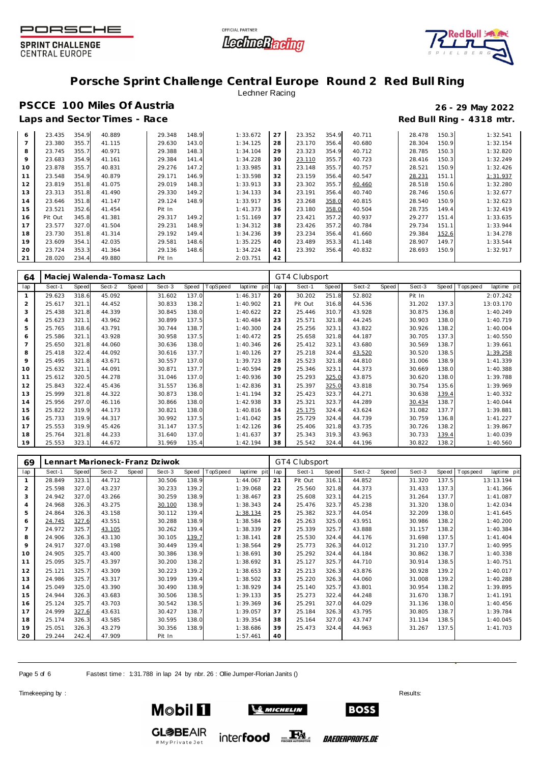# Porsche Sprint Challenge Central Europe Round 2 Red Bull Ring

Lechner Racing

## PSCCE 100 Miles Of Austria

**26 - 29 May 2022**

### Laps and Sector Times - Race

**Red Bull Ring - 4318 mtr.**

| lap | Sect-1 | Speed | Sect-2 | Speed | Sect-3 | Speed | TopSpeed | laptime pit | lap | Sect-1 | Speed | Sect-2 | Speed | Sect-3 | Speed | Topspeed | laptime pit |
|---|---|---|---|---|---|---|---|---|---|---|---|---|---|---|---|---|---|
| 6 | 23.435 | 354.9 | 40.889 | | 29.348 | 148.9 | | 1:33.672 | 27 | 23.352 | 354.9 | 40.711 | | 28.478 | 150.3 | | 1:32.541 |
| 7 | 23.380 | 355.7 | 41.115 | | 29.630 | 143.0 | | 1:34.125 | 28 | 23.170 | 356.4 | 40.680 | | 28.304 | 150.9 | | 1:32.154 |
| 8 | 23.745 | 355.7 | 40.971 | | 29.388 | 148.3 | | 1:34.104 | 29 | 23.323 | 354.9 | 40.712 | | 28.785 | 150.3 | | 1:32.820 |
| 9 | 23.683 | 354.9 | 41.161 | | 29.384 | 141.4 | | 1:34.228 | 30 | 23.110 | 355.7 | 40.723 | | 28.416 | 150.3 | | 1:32.249 |
| 10 | 23.878 | 355.7 | 40.831 | | 29.276 | 147.2 | | 1:33.985 | 31 | 23.148 | 355.7 | 40.757 | | 28.521 | 150.9 | | 1:32.426 |
| 11 | 23.548 | 354.9 | 40.879 | | 29.171 | 146.9 | | 1:33.598 | 32 | 23.159 | 356.4 | 40.547 | | 28.231 | 151.1 | | 1:31.937 |
| 12 | 23.819 | 351.8 | 41.075 | | 29.019 | 148.3 | | 1:33.913 | 33 | 23.302 | 355.7 | 40.460 | | 28.518 | 150.6 | | 1:32.280 |
| 13 | 23.313 | 351.8 | 41.490 | | 29.330 | 149.2 | | 1:34.133 | 34 | 23.191 | 356.4 | 40.740 | | 28.746 | 150.6 | | 1:32.677 |
| 14 | 23.646 | 351.8 | 41.147 | | 29.124 | 148.9 | | 1:33.917 | 35 | 23.268 | 358.0 | 40.815 | | 28.540 | 150.9 | | 1:32.623 |
| 15 | 23.521 | 352.6 | 41.454 | | Pit In | | | 1:41.373 | 36 | 23.180 | 358.0 | 40.504 | | 28.735 | 149.4 | | 1:32.419 |
| 16 | Pit Out | 345.8 | 41.381 | | 29.317 | 149.2 | | 1:51.169 | 37 | 23.421 | 357.2 | 40.937 | | 29.277 | 151.4 | | 1:33.635 |
| 17 | 23.577 | 327.0 | 41.504 | | 29.231 | 148.9 | | 1:34.312 | 38 | 23.426 | 357.2 | 40.784 | | 29.734 | 151.1 | | 1:33.944 |
| 18 | 23.730 | 351.8 | 41.314 | | 29.192 | 149.4 | | 1:34.236 | 39 | 23.234 | 356.4 | 41.660 | | 29.384 | 152.6 | | 1:34.278 |
| 19 | 23.609 | 354.1 | 42.035 | | 29.581 | 148.6 | | 1:35.225 | 40 | 23.489 | 353.3 | 41.148 | | 28.907 | 149.7 | | 1:33.544 |
| 20 | 23.724 | 353.3 | 41.364 | | 29.136 | 148.6 | | 1:34.224 | 41 | 23.392 | 356.4 | 40.832 | | 28.693 | 150.9 | | 1:32.917 |
| 21 | 28.020 | 234.4 | 49.880 | | Pit In | | | 2:03.751 | 42 | | | | | | | | |

**64 Maciej Walenda-Tomasz Lach** — GT4 Clubsport

| lap | Sect-1 | Speed | Sect-2 | Speed | Sect-3 | Speed | TopSpeed | laptime pit | lap | Sect-1 | Speed | Sect-2 | Speed | Sect-3 | Speed | Topspeed | laptime pit |
|---|---|---|---|---|---|---|---|---|---|---|---|---|---|---|---|---|---|
| 1 | 29.623 | 318.6 | 45.092 | | 31.602 | 137.0 | | 1:46.317 | 20 | 30.202 | 251.8 | 52.802 | | Pit In | | | 2:07.242 |
| 2 | 25.617 | 321.1 | 44.452 | | 30.833 | 138.2 | | 1:40.902 | 21 | Pit Out | 316.8 | 44.536 | | 31.202 | 137.3 | | 13:03.170 |
| 3 | 25.438 | 321.8 | 44.339 | | 30.845 | 138.0 | | 1:40.622 | 22 | 25.446 | 310.7 | 43.928 | | 30.875 | 136.8 | | 1:40.249 |
| 4 | 25.623 | 321.1 | 43.962 | | 30.899 | 137.5 | | 1:40.484 | 23 | 25.571 | 321.8 | 44.245 | | 30.903 | 138.0 | | 1:40.719 |
| 5 | 25.765 | 318.6 | 43.791 | | 30.744 | 138.7 | | 1:40.300 | 24 | 25.256 | 323.1 | 43.822 | | 30.926 | 138.2 | | 1:40.004 |
| 6 | 25.586 | 321.1 | 43.928 | | 30.958 | 137.5 | | 1:40.472 | 25 | 25.658 | 321.8 | 44.187 | | 30.705 | 137.3 | | 1:40.550 |
| 7 | 25.650 | 321.8 | 44.060 | | 30.636 | 138.0 | | 1:40.346 | 26 | 25.412 | 323.1 | 43.680 | | 30.569 | 138.7 | | 1:39.661 |
| 8 | 25.418 | 322.4 | 44.092 | | 30.616 | 137.7 | | 1:40.126 | 27 | 25.218 | 324.4 | 43.520 | | 30.520 | 138.5 | | 1:39.258 |
| 9 | 25.495 | 321.8 | 43.671 | | 30.557 | 137.0 | | 1:39.723 | 28 | 25.523 | 321.8 | 44.810 | | 31.006 | 138.9 | | 1:41.339 |
| 10 | 25.632 | 321.1 | 44.091 | | 30.871 | 137.7 | | 1:40.594 | 29 | 25.346 | 323.1 | 44.373 | | 30.669 | 138.0 | | 1:40.388 |
| 11 | 25.612 | 320.5 | 44.278 | | 31.046 | 137.0 | | 1:40.936 | 30 | 25.293 | 325.0 | 43.875 | | 30.620 | 138.0 | | 1:39.788 |
| 12 | 25.843 | 322.4 | 45.436 | | 31.557 | 136.8 | | 1:42.836 | 31 | 25.397 | 325.0 | 43.818 | | 30.754 | 135.6 | | 1:39.969 |
| 13 | 25.999 | 321.8 | 44.322 | | 30.873 | 138.0 | | 1:41.194 | 32 | 25.423 | 323.7 | 44.271 | | 30.638 | 139.4 | | 1:40.332 |
| 14 | 25.956 | 297.0 | 46.116 | | 30.866 | 138.0 | | 1:42.938 | 33 | 25.321 | 323.7 | 44.289 | | 30.434 | 138.7 | | 1:40.044 |
| 15 | 25.822 | 319.9 | 44.173 | | 30.821 | 138.0 | | 1:40.816 | 34 | 25.175 | 324.4 | 43.624 | | 31.082 | 137.7 | | 1:39.881 |
| 16 | 25.733 | 319.9 | 44.317 | | 30.992 | 137.5 | | 1:41.042 | 35 | 25.729 | 324.4 | 44.739 | | 30.759 | 136.8 | | 1:41.227 |
| 17 | 25.553 | 319.9 | 45.426 | | 31.147 | 137.5 | | 1:42.126 | 36 | 25.406 | 321.8 | 43.735 | | 30.726 | 138.2 | | 1:39.867 |
| 18 | 25.764 | 321.8 | 44.233 | | 31.640 | 137.0 | | 1:41.637 | 37 | 25.343 | 319.3 | 43.963 | | 30.733 | 139.4 | | 1:40.039 |
| 19 | 25.553 | 323.1 | 44.672 | | 31.969 | 135.4 | | 1:42.194 | 38 | 25.542 | 324.4 | 44.196 | | 30.822 | 138.2 | | 1:40.560 |

**69 Lennart Marioneck-Franz Dziwok** — GT4 Clubsport

| lap | Sect-1 | Speed | Sect-2 | Speed | Sect-3 | Speed | TopSpeed | laptime pit | lap | Sect-1 | Speed | Sect-2 | Speed | Sect-3 | Speed | Topspeed | laptime pit |
|---|---|---|---|---|---|---|---|---|---|---|---|---|---|---|---|---|---|
| 1 | 28.849 | 323.1 | 44.712 | | 30.506 | 138.9 | | 1:44.067 | 21 | Pit Out | 316.1 | 44.852 | | 31.320 | 137.5 | | 13:13.194 |
| 2 | 25.598 | 327.0 | 43.237 | | 30.233 | 139.2 | | 1:39.068 | 22 | 25.560 | 321.8 | 44.373 | | 31.433 | 137.3 | | 1:41.366 |
| 3 | 24.942 | 327.0 | 43.266 | | 30.259 | 138.9 | | 1:38.467 | 23 | 25.608 | 323.1 | 44.215 | | 31.264 | 137.7 | | 1:41.087 |
| 4 | 24.968 | 326.3 | 43.275 | | 30.100 | 138.9 | | 1:38.343 | 24 | 25.476 | 323.7 | 45.238 | | 31.320 | 138.0 | | 1:42.034 |
| 5 | 24.864 | 326.3 | 43.158 | | 30.112 | 139.4 | | 1:38.134 | 25 | 25.382 | 323.7 | 44.054 | | 32.209 | 138.0 | | 1:41.645 |
| 6 | 24.745 | 327.6 | 43.551 | | 30.288 | 138.9 | | 1:38.584 | 26 | 25.263 | 325.0 | 43.951 | | 30.986 | 138.2 | | 1:40.200 |
| 7 | 24.972 | 325.7 | 43.105 | | 30.262 | 139.4 | | 1:38.339 | 27 | 25.339 | 325.7 | 43.888 | | 31.157 | 138.2 | | 1:40.384 |
| 8 | 24.906 | 326.3 | 43.130 | | 30.105 | 139.7 | | 1:38.141 | 28 | 25.530 | 324.4 | 44.176 | | 31.698 | 137.5 | | 1:41.404 |
| 9 | 24.917 | 327.0 | 43.198 | | 30.449 | 139.4 | | 1:38.564 | 29 | 25.773 | 326.3 | 44.012 | | 31.210 | 137.7 | | 1:40.995 |
| 10 | 24.905 | 325.7 | 43.400 | | 30.386 | 138.9 | | 1:38.691 | 30 | 25.292 | 324.4 | 44.184 | | 30.862 | 138.7 | | 1:40.338 |
| 11 | 25.095 | 325.7 | 43.397 | | 30.200 | 138.2 | | 1:38.692 | 31 | 25.127 | 325.7 | 44.710 | | 30.914 | 138.5 | | 1:40.751 |
| 12 | 25.121 | 325.7 | 43.309 | | 30.223 | 139.2 | | 1:38.653 | 32 | 25.213 | 326.3 | 43.876 | | 30.928 | 139.2 | | 1:40.017 |
| 13 | 24.986 | 325.7 | 43.317 | | 30.199 | 139.4 | | 1:38.502 | 33 | 25.220 | 326.3 | 44.060 | | 31.008 | 139.2 | | 1:40.288 |
| 14 | 25.049 | 325.0 | 43.390 | | 30.490 | 138.9 | | 1:38.929 | 34 | 25.140 | 325.7 | 43.801 | | 30.954 | 138.2 | | 1:39.895 |
| 15 | 24.944 | 326.3 | 43.683 | | 30.506 | 138.5 | | 1:39.133 | 35 | 25.273 | 322.4 | 44.248 | | 31.670 | 138.7 | | 1:41.191 |
| 16 | 25.124 | 325.7 | 43.703 | | 30.542 | 138.5 | | 1:39.369 | 36 | 25.291 | 327.0 | 44.029 | | 31.136 | 138.0 | | 1:40.456 |
| 17 | 24.999 | 327.6 | 43.631 | | 30.427 | 138.7 | | 1:39.057 | 37 | 25.184 | 326.3 | 43.795 | | 30.805 | 138.7 | | 1:39.784 |
| 18 | 25.174 | 326.3 | 43.585 | | 30.595 | 138.0 | | 1:39.354 | 38 | 25.164 | 327.0 | 43.747 | | 31.134 | 138.5 | | 1:40.045 |
| 19 | 25.051 | 326.3 | 43.279 | | 30.356 | 138.9 | | 1:38.686 | 39 | 25.473 | 324.4 | 44.963 | | 31.267 | 137.5 | | 1:41.703 |
| 20 | 29.244 | 242.4 | 47.909 | | Pit In | | | 1:57.461 | 40 | | | | | | | | |

Fastest time : 1:31.788 in lap 24 by nbr. 26 : Ollie Jumper-Florian Janits ()

Timekeeping by :

Results: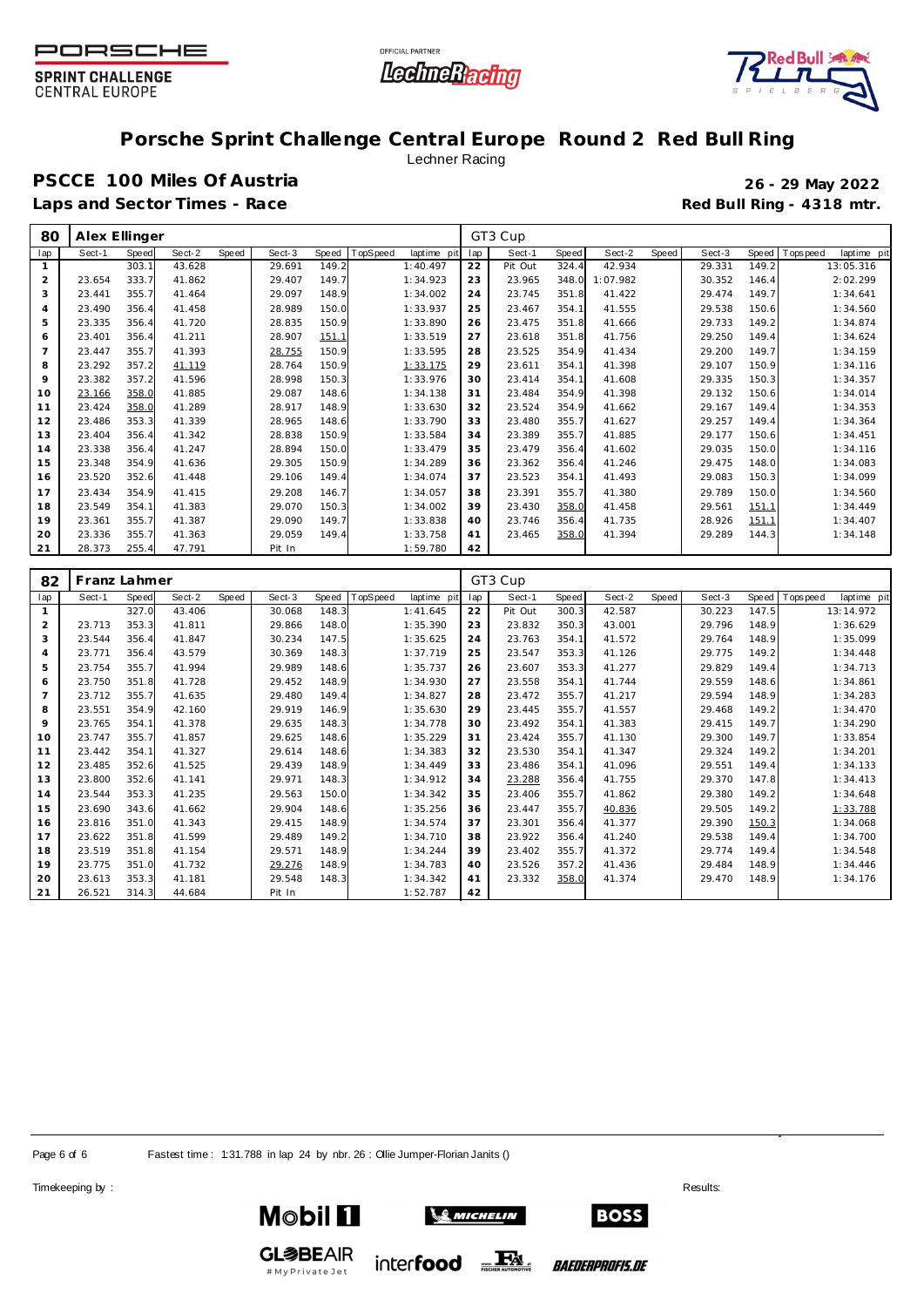# Porsche Sprint Challenge Central Europe Round 2 Red Bull Ring

Lechner Racing

## PSCCE 100 Miles Of Austria

**26 - 29 May 2022**

**Laps and Sector Times - Race**

**Red Bull Ring - 4318 mtr.**

| 80 | Alex Ellinger | | | | | | | | | GT3 Cup | | | | | | | | |
|---|---|---|---|---|---|---|---|---|---|---|---|---|---|---|---|---|---|---|
| lap | Sect-1 | Speed | Sect-2 | Speed | Sect-3 | Speed | TopSpeed | laptime pit | lap | Sect-1 | Speed | Sect-2 | Speed | Sect-3 | Speed | Topspeed | laptime pit |
| 1 | | 303.1 | 43.628 | | 29.691 | 149.2 | | 1:40.497 | 22 | Pit Out | 324.4 | 42.934 | | 29.331 | 149.2 | | 13:05.316 |
| 2 | 23.654 | 333.7 | 41.862 | | 29.407 | 149.7 | | 1:34.923 | 23 | 23.965 | 348.0 | 1:07.982 | | 30.352 | 146.4 | | 2:02.299 |
| 3 | 23.441 | 355.7 | 41.464 | | 29.097 | 148.9 | | 1:34.002 | 24 | 23.745 | 351.8 | 41.422 | | 29.474 | 149.7 | | 1:34.641 |
| 4 | 23.490 | 356.4 | 41.458 | | 28.989 | 150.0 | | 1:33.937 | 25 | 23.467 | 354.1 | 41.555 | | 29.538 | 150.6 | | 1:34.560 |
| 5 | 23.335 | 356.4 | 41.720 | | 28.835 | 150.9 | | 1:33.890 | 26 | 23.475 | 351.8 | 41.666 | | 29.733 | 149.2 | | 1:34.874 |
| 6 | 23.401 | 356.4 | 41.211 | | 28.907 | 151.1 | | 1:33.519 | 27 | 23.618 | 351.8 | 41.756 | | 29.250 | 149.4 | | 1:34.624 |
| 7 | 23.447 | 355.7 | 41.393 | | 28.755 | 150.9 | | 1:33.595 | 28 | 23.525 | 354.9 | 41.434 | | 29.200 | 149.7 | | 1:34.159 |
| 8 | 23.292 | 357.2 | 41.119 | | 28.764 | 150.9 | | 1:33.175 | 29 | 23.611 | 354.1 | 41.398 | | 29.107 | 150.9 | | 1:34.116 |
| 9 | 23.382 | 357.2 | 41.596 | | 28.998 | 150.3 | | 1:33.976 | 30 | 23.414 | 354.1 | 41.608 | | 29.335 | 150.3 | | 1:34.357 |
| 10 | 23.166 | 358.0 | 41.885 | | 29.087 | 148.6 | | 1:34.138 | 31 | 23.484 | 354.9 | 41.398 | | 29.132 | 150.6 | | 1:34.014 |
| 11 | 23.424 | 358.0 | 41.289 | | 28.917 | 148.9 | | 1:33.630 | 32 | 23.524 | 354.9 | 41.662 | | 29.167 | 149.4 | | 1:34.353 |
| 12 | 23.486 | 353.3 | 41.339 | | 28.965 | 148.6 | | 1:33.790 | 33 | 23.480 | 355.7 | 41.627 | | 29.257 | 149.4 | | 1:34.364 |
| 13 | 23.404 | 356.4 | 41.342 | | 28.838 | 150.9 | | 1:33.584 | 34 | 23.389 | 355.7 | 41.885 | | 29.177 | 150.6 | | 1:34.451 |
| 14 | 23.338 | 356.4 | 41.247 | | 28.894 | 150.0 | | 1:33.479 | 35 | 23.479 | 356.4 | 41.602 | | 29.035 | 150.0 | | 1:34.116 |
| 15 | 23.348 | 354.9 | 41.636 | | 29.305 | 150.9 | | 1:34.289 | 36 | 23.362 | 356.4 | 41.246 | | 29.475 | 148.0 | | 1:34.083 |
| 16 | 23.520 | 352.6 | 41.448 | | 29.106 | 149.4 | | 1:34.074 | 37 | 23.523 | 354.1 | 41.493 | | 29.083 | 150.3 | | 1:34.099 |
| 17 | 23.434 | 354.9 | 41.415 | | 29.208 | 146.7 | | 1:34.057 | 38 | 23.391 | 355.7 | 41.380 | | 29.789 | 150.0 | | 1:34.560 |
| 18 | 23.549 | 354.1 | 41.383 | | 29.070 | 150.3 | | 1:34.002 | 39 | 23.430 | 358.0 | 41.458 | | 29.561 | 151.1 | | 1:34.449 |
| 19 | 23.361 | 355.7 | 41.387 | | 29.090 | 149.7 | | 1:33.838 | 40 | 23.746 | 356.4 | 41.735 | | 28.926 | 151.1 | | 1:34.407 |
| 20 | 23.336 | 355.7 | 41.363 | | 29.059 | 149.4 | | 1:33.758 | 41 | 23.465 | 358.0 | 41.394 | | 29.289 | 144.3 | | 1:34.148 |
| 21 | 28.373 | 255.4 | 47.791 | | Pit In | | | 1:59.780 | 42 | | | | | | | | |

| 82 | Franz Lahmer | | | | | | | | | GT3 Cup | | | | | | | | |
|---|---|---|---|---|---|---|---|---|---|---|---|---|---|---|---|---|---|---|
| lap | Sect-1 | Speed | Sect-2 | Speed | Sect-3 | Speed | TopSpeed | laptime pit | lap | Sect-1 | Speed | Sect-2 | Speed | Sect-3 | Speed | Topspeed | laptime pit |
| 1 | | 327.0 | 43.406 | | 30.068 | 148.3 | | 1:41.645 | 22 | Pit Out | 300.3 | 42.587 | | 30.223 | 147.5 | | 13:14.972 |
| 2 | 23.713 | 353.3 | 41.811 | | 29.866 | 148.0 | | 1:35.390 | 23 | 23.832 | 350.3 | 43.001 | | 29.796 | 148.9 | | 1:36.629 |
| 3 | 23.544 | 356.4 | 41.847 | | 30.234 | 147.5 | | 1:35.625 | 24 | 23.763 | 354.1 | 41.572 | | 29.764 | 148.9 | | 1:35.099 |
| 4 | 23.771 | 356.4 | 43.579 | | 30.369 | 148.3 | | 1:37.719 | 25 | 23.547 | 353.3 | 41.126 | | 29.775 | 149.2 | | 1:34.448 |
| 5 | 23.754 | 355.7 | 41.994 | | 29.989 | 148.6 | | 1:35.737 | 26 | 23.607 | 353.3 | 41.277 | | 29.829 | 149.4 | | 1:34.713 |
| 6 | 23.750 | 351.8 | 41.728 | | 29.452 | 148.9 | | 1:34.930 | 27 | 23.558 | 354.1 | 41.744 | | 29.559 | 148.6 | | 1:34.861 |
| 7 | 23.712 | 355.7 | 41.635 | | 29.480 | 149.4 | | 1:34.827 | 28 | 23.472 | 355.7 | 41.217 | | 29.594 | 148.9 | | 1:34.283 |
| 8 | 23.551 | 354.9 | 42.160 | | 29.919 | 146.9 | | 1:35.630 | 29 | 23.445 | 355.7 | 41.557 | | 29.468 | 149.2 | | 1:34.470 |
| 9 | 23.765 | 354.1 | 41.378 | | 29.635 | 148.3 | | 1:34.778 | 30 | 23.492 | 354.1 | 41.383 | | 29.415 | 149.7 | | 1:34.290 |
| 10 | 23.747 | 355.7 | 41.857 | | 29.625 | 148.6 | | 1:35.229 | 31 | 23.424 | 355.7 | 41.130 | | 29.300 | 149.7 | | 1:33.854 |
| 11 | 23.442 | 354.1 | 41.327 | | 29.614 | 148.6 | | 1:34.383 | 32 | 23.530 | 354.1 | 41.347 | | 29.324 | 149.2 | | 1:34.201 |
| 12 | 23.485 | 352.6 | 41.525 | | 29.439 | 148.9 | | 1:34.449 | 33 | 23.486 | 354.1 | 41.096 | | 29.551 | 149.4 | | 1:34.133 |
| 13 | 23.800 | 352.6 | 41.141 | | 29.971 | 148.3 | | 1:34.912 | 34 | 23.288 | 356.4 | 41.755 | | 29.370 | 147.8 | | 1:34.413 |
| 14 | 23.544 | 353.3 | 41.235 | | 29.563 | 150.0 | | 1:34.342 | 35 | 23.406 | 355.7 | 41.862 | | 29.380 | 149.2 | | 1:34.648 |
| 15 | 23.690 | 343.6 | 41.662 | | 29.904 | 148.6 | | 1:35.256 | 36 | 23.447 | 355.7 | 40.836 | | 29.505 | 149.2 | | 1:33.788 |
| 16 | 23.816 | 351.0 | 41.343 | | 29.415 | 148.9 | | 1:34.574 | 37 | 23.301 | 356.4 | 41.377 | | 29.390 | 150.3 | | 1:34.068 |
| 17 | 23.622 | 351.8 | 41.599 | | 29.489 | 149.2 | | 1:34.710 | 38 | 23.922 | 356.4 | 41.240 | | 29.538 | 149.4 | | 1:34.700 |
| 18 | 23.519 | 351.8 | 41.154 | | 29.571 | 148.9 | | 1:34.244 | 39 | 23.402 | 355.7 | 41.372 | | 29.774 | 149.4 | | 1:34.548 |
| 19 | 23.775 | 351.0 | 41.732 | | 29.276 | 148.9 | | 1:34.783 | 40 | 23.526 | 357.2 | 41.436 | | 29.484 | 148.9 | | 1:34.446 |
| 20 | 23.613 | 353.3 | 41.181 | | 29.548 | 148.3 | | 1:34.342 | 41 | 23.332 | 358.0 | 41.374 | | 29.470 | 148.9 | | 1:34.176 |
| 21 | 26.521 | 314.3 | 44.684 | | Pit In | | | 1:52.787 | 42 | | | | | | | | |

Fastest time : 1:31.788 in lap 24 by nbr. 26 : Ollie Jumper-Florian Janits ()

Timekeeping by :

Results: